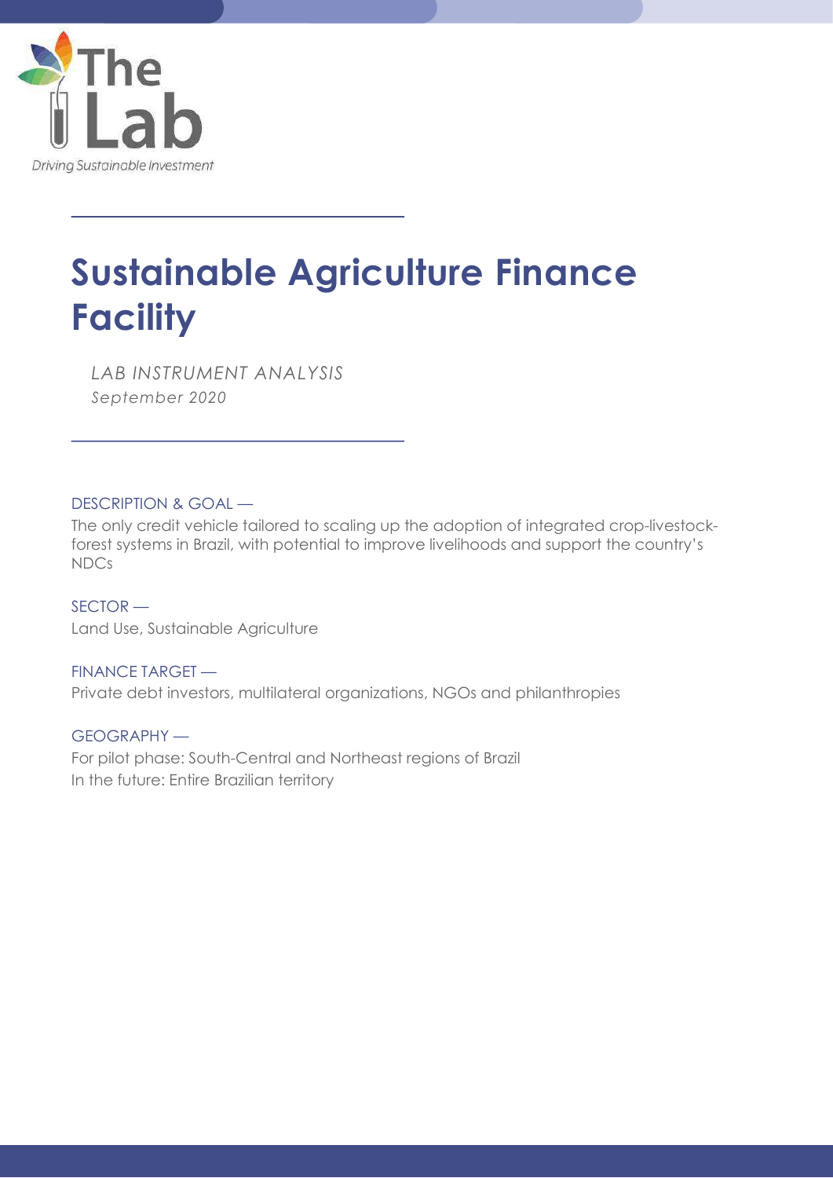The Lab

*Driving Sustainable Investment*

# Sustainable Agriculture Finance Facility

*LAB INSTRUMENT ANALYSIS*

*September 2020*

DESCRIPTION & GOAL —

The only credit vehicle tailored to scaling up the adoption of integrated crop-livestock-forest systems in Brazil, with potential to improve livelihoods and support the country's NDCs

SECTOR —

Land Use, Sustainable Agriculture

FINANCE TARGET —

Private debt investors, multilateral organizations, NGOs and philanthropies

GEOGRAPHY —

For pilot phase: South-Central and Northeast regions of Brazil

In the future: Entire Brazilian territory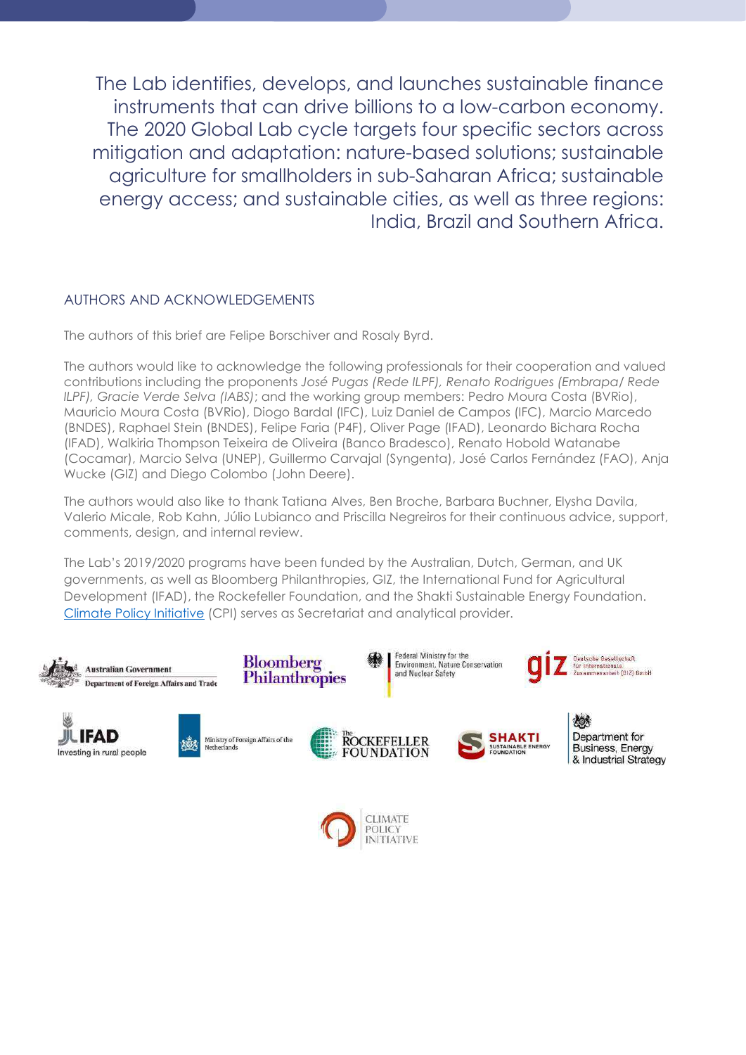The Lab identifies, develops, and launches sustainable finance instruments that can drive billions to a low-carbon economy. The 2020 Global Lab cycle targets four specific sectors across mitigation and adaptation: nature-based solutions; sustainable agriculture for smallholders in sub-Saharan Africa; sustainable energy access; and sustainable cities, as well as three regions: India, Brazil and Southern Africa.

## AUTHORS AND ACKNOWLEDGEMENTS

The authors of this brief are Felipe Borschiver and Rosaly Byrd.

The authors would like to acknowledge the following professionals for their cooperation and valued contributions including the proponents *José Pugas (Rede ILPF), Renato Rodrigues (Embrapa/ Rede ILPF), Gracie Verde Selva (IABS)*; and the working group members: Pedro Moura Costa (BVRio), Mauricio Moura Costa (BVRio), Diogo Bardal (IFC), Luiz Daniel de Campos (IFC), Marcio Marcedo (BNDES), Raphael Stein (BNDES), Felipe Faria (P4F), Oliver Page (IFAD), Leonardo Bichara Rocha (IFAD), Walkiria Thompson Teixeira de Oliveira (Banco Bradesco), Renato Hobold Watanabe (Cocamar), Marcio Selva (UNEP), Guillermo Carvajal (Syngenta), José Carlos Fernández (FAO), Anja Wucke (GIZ) and Diego Colombo (John Deere).

The authors would also like to thank Tatiana Alves, Ben Broche, Barbara Buchner, Elysha Davila, Valerio Micale, Rob Kahn, Júlio Lubianco and Priscilla Negreiros for their continuous advice, support, comments, design, and internal review.

The Lab's 2019/2020 programs have been funded by the Australian, Dutch, German, and UK governments, as well as Bloomberg Philanthropies, GIZ, the International Fund for Agricultural Development (IFAD), the Rockefeller Foundation, and the Shakti Sustainable Energy Foundation. Climate Policy Initiative (CPI) serves as Secretariat and analytical provider.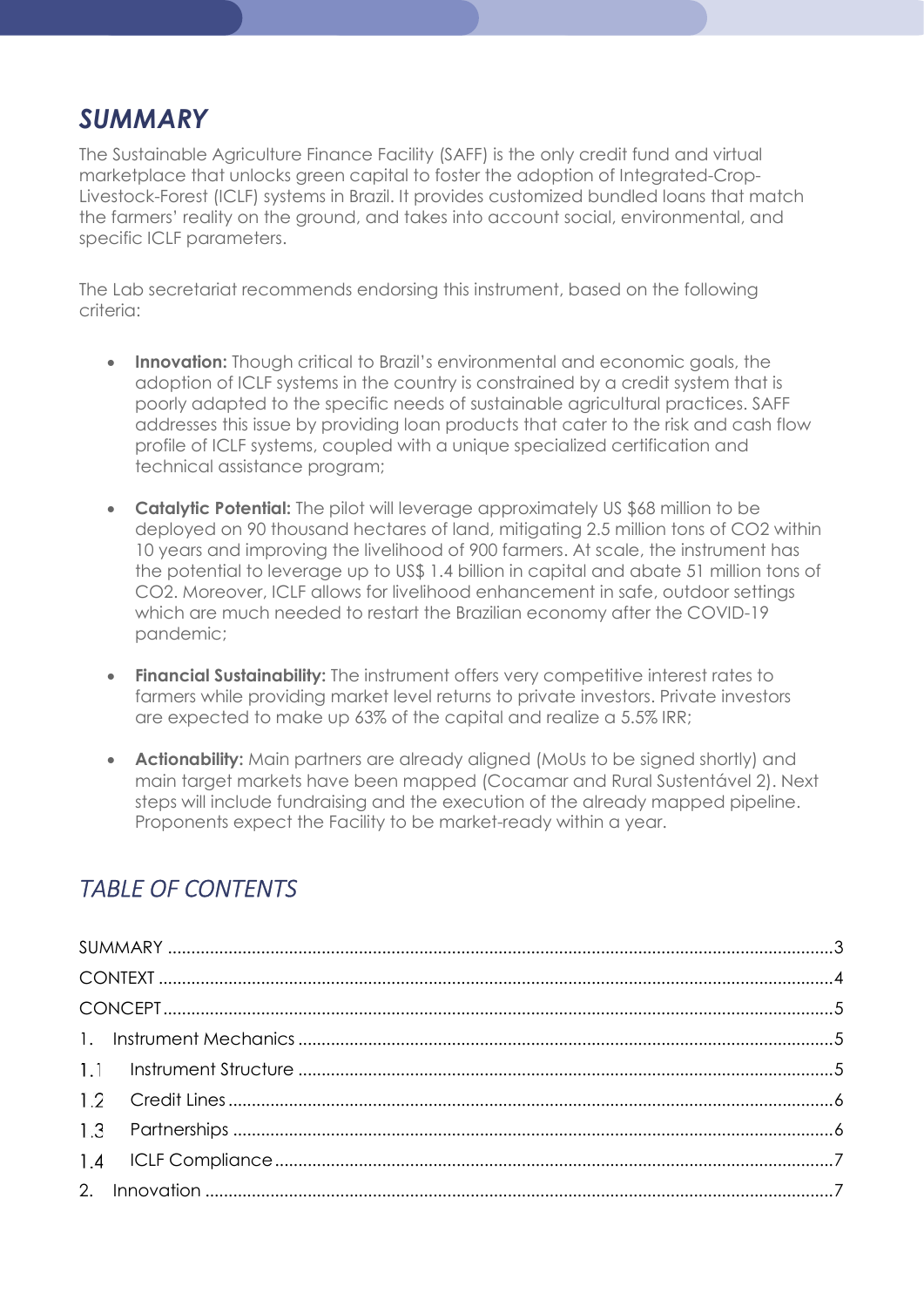# *SUMMARY*

The Sustainable Agriculture Finance Facility (SAFF) is the only credit fund and virtual marketplace that unlocks green capital to foster the adoption of Integrated-Crop-Livestock-Forest (ICLF) systems in Brazil. It provides customized bundled loans that match the farmers' reality on the ground, and takes into account social, environmental, and specific ICLF parameters.

The Lab secretariat recommends endorsing this instrument, based on the following criteria:

- **Innovation:** Though critical to Brazil's environmental and economic goals, the adoption of ICLF systems in the country is constrained by a credit system that is poorly adapted to the specific needs of sustainable agricultural practices. SAFF addresses this issue by providing loan products that cater to the risk and cash flow profile of ICLF systems, coupled with a unique specialized certification and technical assistance program;

- **Catalytic Potential:** The pilot will leverage approximately US $68 million to be deployed on 90 thousand hectares of land, mitigating 2.5 million tons of $CO_2$ within 10 years and improving the livelihood of 900 farmers. At scale, the instrument has the potential to leverage up to US$ 1.4 billion in capital and abate 51 million tons of $CO_2$. Moreover, ICLF allows for livelihood enhancement in safe, outdoor settings which are much needed to restart the Brazilian economy after the COVID-19 pandemic;

- **Financial Sustainability:** The instrument offers very competitive interest rates to farmers while providing market level returns to private investors. Private investors are expected to make up 63% of the capital and realize a 5.5% IRR;

- **Actionability:** Main partners are already aligned (MoUs to be signed shortly) and main target markets have been mapped (Cocamar and Rural Sustentável 2). Next steps will include fundraising and the execution of the already mapped pipeline. Proponents expect the Facility to be market-ready within a year.

## *TABLE OF CONTENTS*

SUMMARY ..... 3
CONTEXT ..... 4
CONCEPT ..... 5
1. Instrument Mechanics ..... 5
1.1 Instrument Structure ..... 5
1.2 Credit Lines ..... 6
1.3 Partnerships ..... 6
1.4 ICLF Compliance ..... 7
2. Innovation ..... 7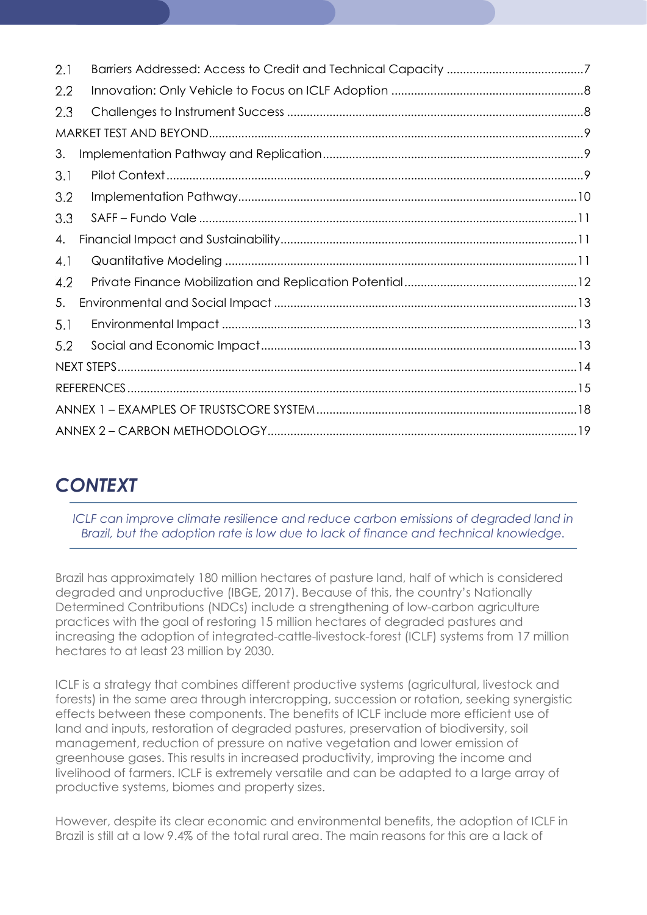2.1 Barriers Addressed: Access to Credit and Technical Capacity ..........................................7
2.2 Innovation: Only Vehicle to Focus on ICLF Adoption ..........................................................8
2.3 Challenges to Instrument Success ..........................................................................................8
MARKET TEST AND BEYOND..................................................................................................................9
3. Implementation Pathway and Replication...............................................................................9
3.1 Pilot Context...............................................................................................................................9
3.2 Implementation Pathway.......................................................................................................10
3.3 SAFF – Fundo Vale ...................................................................................................................11
4. Financial Impact and Sustainability..........................................................................................11
4.1 Quantitative Modeling ...........................................................................................................11
4.2 Private Finance Mobilization and Replication Potential.....................................................12
5. Environmental and Social Impact ............................................................................................13
5.1 Environmental Impact ............................................................................................................13
5.2 Social and Economic Impact................................................................................................13
NEXT STEPS...........................................................................................................................................14
REFERENCES.........................................................................................................................................15
ANNEX 1 – EXAMPLES OF TRUSTSCORE SYSTEM...............................................................................18
ANNEX 2 – CARBON METHODOLOGY..............................................................................................19

## CONTEXT

*ICLF can improve climate resilience and reduce carbon emissions of degraded land in Brazil, but the adoption rate is low due to lack of finance and technical knowledge.*

Brazil has approximately 180 million hectares of pasture land, half of which is considered degraded and unproductive (IBGE, 2017). Because of this, the country's Nationally Determined Contributions (NDCs) include a strengthening of low-carbon agriculture practices with the goal of restoring 15 million hectares of degraded pastures and increasing the adoption of integrated-cattle-livestock-forest (ICLF) systems from 17 million hectares to at least 23 million by 2030.

ICLF is a strategy that combines different productive systems (agricultural, livestock and forests) in the same area through intercropping, succession or rotation, seeking synergistic effects between these components. The benefits of ICLF include more efficient use of land and inputs, restoration of degraded pastures, preservation of biodiversity, soil management, reduction of pressure on native vegetation and lower emission of greenhouse gases. This results in increased productivity, improving the income and livelihood of farmers. ICLF is extremely versatile and can be adapted to a large array of productive systems, biomes and property sizes.

However, despite its clear economic and environmental benefits, the adoption of ICLF in Brazil is still at a low 9.4% of the total rural area. The main reasons for this are a lack of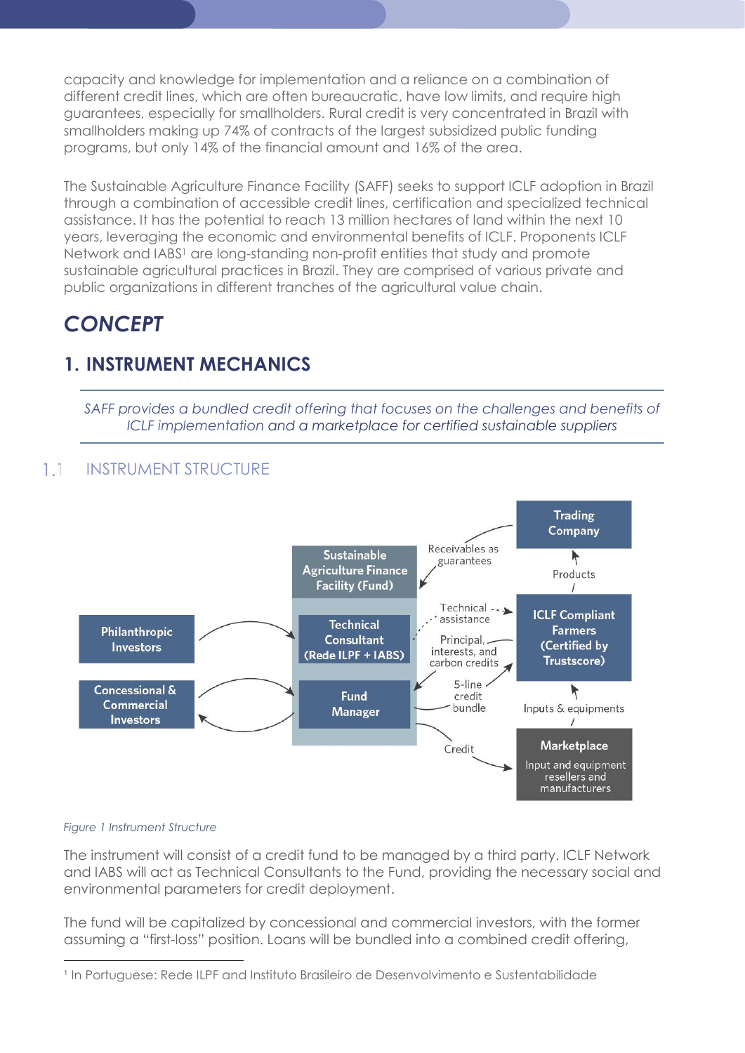capacity and knowledge for implementation and a reliance on a combination of different credit lines, which are often bureaucratic, have low limits, and require high guarantees, especially for smallholders. Rural credit is very concentrated in Brazil with smallholders making up 74% of contracts of the largest subsidized public funding programs, but only 14% of the financial amount and 16% of the area.

The Sustainable Agriculture Finance Facility (SAFF) seeks to support ICLF adoption in Brazil through a combination of accessible credit lines, certification and specialized technical assistance. It has the potential to reach 13 million hectares of land within the next 10 years, leveraging the economic and environmental benefits of ICLF. Proponents ICLF Network and IABS[1] are long-standing non-profit entities that study and promote sustainable agricultural practices in Brazil. They are comprised of various private and public organizations in different tranches of the agricultural value chain.

# CONCEPT

## 1. INSTRUMENT MECHANICS

*SAFF provides a bundled credit offering that focuses on the challenges and benefits of ICLF implementation and a marketplace for certified sustainable suppliers*

### 1.1 INSTRUMENT STRUCTURE

*Figure 1 Instrument Structure*

The instrument will consist of a credit fund to be managed by a third party. ICLF Network and IABS will act as Technical Consultants to the Fund, providing the necessary social and environmental parameters for credit deployment.

The fund will be capitalized by concessional and commercial investors, with the former assuming a "first-loss" position. Loans will be bundled into a combined credit offering,

[1] In Portuguese: Rede ILPF and Instituto Brasileiro de Desenvolvimento e Sustentabilidade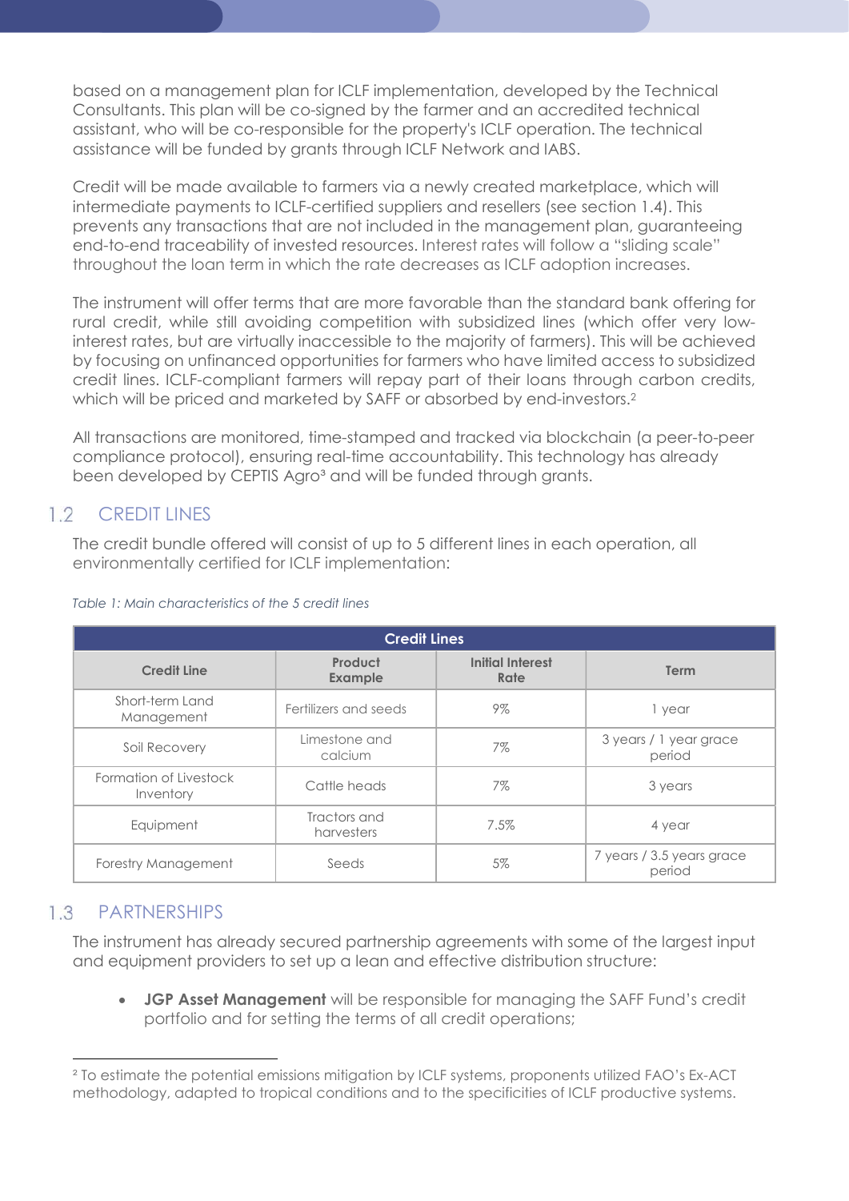based on a management plan for ICLF implementation, developed by the Technical Consultants. This plan will be co-signed by the farmer and an accredited technical assistant, who will be co-responsible for the property's ICLF operation. The technical assistance will be funded by grants through ICLF Network and IABS.

Credit will be made available to farmers via a newly created marketplace, which will intermediate payments to ICLF-certified suppliers and resellers (see section 1.4). This prevents any transactions that are not included in the management plan, guaranteeing end-to-end traceability of invested resources. Interest rates will follow a "sliding scale" throughout the loan term in which the rate decreases as ICLF adoption increases.

The instrument will offer terms that are more favorable than the standard bank offering for rural credit, while still avoiding competition with subsidized lines (which offer very low-interest rates, but are virtually inaccessible to the majority of farmers). This will be achieved by focusing on unfinanced opportunities for farmers who have limited access to subsidized credit lines. ICLF-compliant farmers will repay part of their loans through carbon credits, which will be priced and marketed by SAFF or absorbed by end-investors.[2]

All transactions are monitored, time-stamped and tracked via blockchain (a peer-to-peer compliance protocol), ensuring real-time accountability. This technology has already been developed by CEPTIS Agro[3] and will be funded through grants.

## 1.2 CREDIT LINES

The credit bundle offered will consist of up to 5 different lines in each operation, all environmentally certified for ICLF implementation:

*Table 1: Main characteristics of the 5 credit lines*

| Credit Lines | | | |
|---|---|---|---|
| **Credit Line** | **Product Example** | **Initial Interest Rate** | **Term** |
| Short-term Land Management | Fertilizers and seeds | 9% | 1 year |
| Soil Recovery | Limestone and calcium | 7% | 3 years / 1 year grace period |
| Formation of Livestock Inventory | Cattle heads | 7% | 3 years |
| Equipment | Tractors and harvesters | 7.5% | 4 year |
| Forestry Management | Seeds | 5% | 7 years / 3.5 years grace period |

## 1.3 PARTNERSHIPS

The instrument has already secured partnership agreements with some of the largest input and equipment providers to set up a lean and effective distribution structure:

- **JGP Asset Management** will be responsible for managing the SAFF Fund's credit portfolio and for setting the terms of all credit operations;

[2] To estimate the potential emissions mitigation by ICLF systems, proponents utilized FAO's Ex-ACT methodology, adapted to tropical conditions and to the specificities of ICLF productive systems.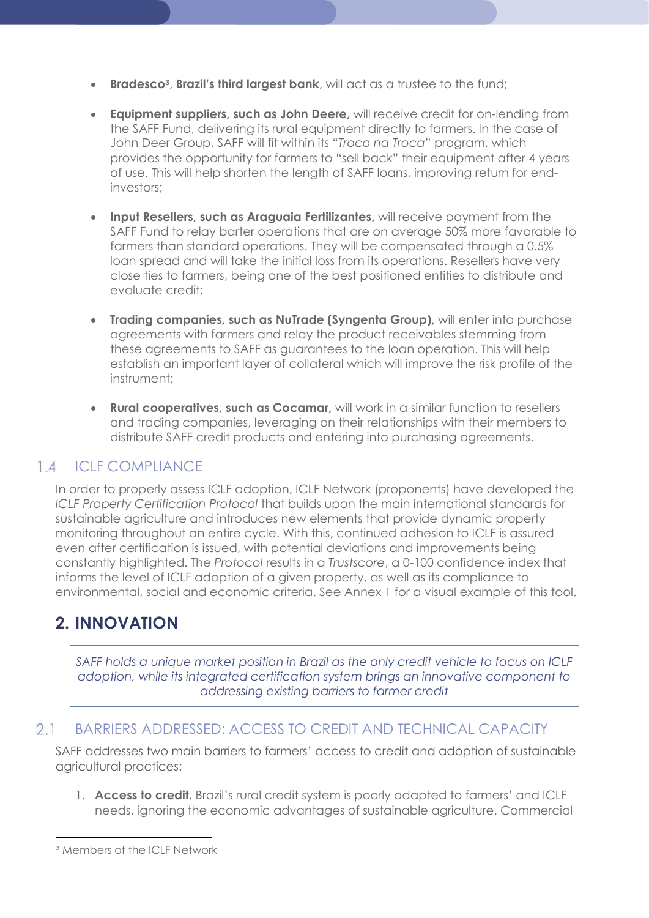- **Bradesco[3], Brazil's third largest bank**, will act as a trustee to the fund;

- **Equipment suppliers, such as John Deere,** will receive credit for on-lending from the SAFF Fund, delivering its rural equipment directly to farmers. In the case of John Deer Group, SAFF will fit within its "*Troco na Troca*" program, which provides the opportunity for farmers to "sell back" their equipment after 4 years of use. This will help shorten the length of SAFF loans, improving return for end-investors;

- **Input Resellers, such as Araguaia Fertilizantes,** will receive payment from the SAFF Fund to relay barter operations that are on average 50% more favorable to farmers than standard operations. They will be compensated through a 0.5% loan spread and will take the initial loss from its operations. Resellers have very close ties to farmers, being one of the best positioned entities to distribute and evaluate credit;

- **Trading companies, such as NuTrade (Syngenta Group),** will enter into purchase agreements with farmers and relay the product receivables stemming from these agreements to SAFF as guarantees to the loan operation. This will help establish an important layer of collateral which will improve the risk profile of the instrument;

- **Rural cooperatives, such as Cocamar,** will work in a similar function to resellers and trading companies, leveraging on their relationships with their members to distribute SAFF credit products and entering into purchasing agreements.

### 1.4 ICLF COMPLIANCE

In order to properly assess ICLF adoption, ICLF Network (proponents) have developed the *ICLF Property Certification Protocol* that builds upon the main international standards for sustainable agriculture and introduces new elements that provide dynamic property monitoring throughout an entire cycle. With this, continued adhesion to ICLF is assured even after certification is issued, with potential deviations and improvements being constantly highlighted. The *Protocol* results in a *Trustscore*, a 0-100 confidence index that informs the level of ICLF adoption of a given property, as well as its compliance to environmental, social and economic criteria. See Annex 1 for a visual example of this tool.

## 2. INNOVATION

*SAFF holds a unique market position in Brazil as the only credit vehicle to focus on ICLF adoption, while its integrated certification system brings an innovative component to addressing existing barriers to farmer credit*

### 2.1 BARRIERS ADDRESSED: ACCESS TO CREDIT AND TECHNICAL CAPACITY

SAFF addresses two main barriers to farmers' access to credit and adoption of sustainable agricultural practices:

1. **Access to credit.** Brazil's rural credit system is poorly adapted to farmers' and ICLF needs, ignoring the economic advantages of sustainable agriculture. Commercial

[3] Members of the ICLF Network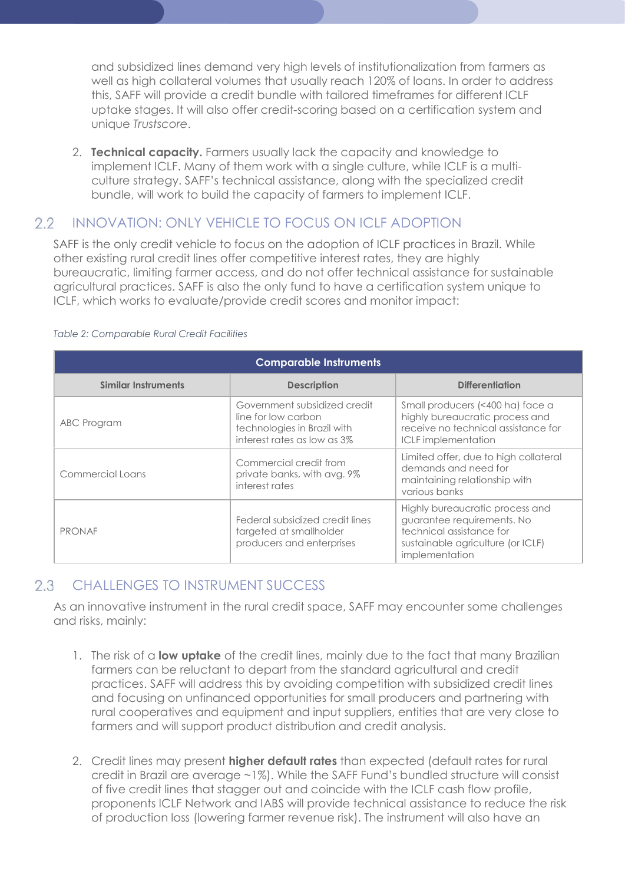and subsidized lines demand very high levels of institutionalization from farmers as well as high collateral volumes that usually reach 120% of loans. In order to address this, SAFF will provide a credit bundle with tailored timeframes for different ICLF uptake stages. It will also offer credit-scoring based on a certification system and unique *Trustscore*.

2. **Technical capacity.** Farmers usually lack the capacity and knowledge to implement ICLF. Many of them work with a single culture, while ICLF is a multi-culture strategy. SAFF's technical assistance, along with the specialized credit bundle, will work to build the capacity of farmers to implement ICLF.

## 2.2 INNOVATION: ONLY VEHICLE TO FOCUS ON ICLF ADOPTION

SAFF is the only credit vehicle to focus on the adoption of ICLF practices in Brazil. While other existing rural credit lines offer competitive interest rates, they are highly bureaucratic, limiting farmer access, and do not offer technical assistance for sustainable agricultural practices. SAFF is also the only fund to have a certification system unique to ICLF, which works to evaluate/provide credit scores and monitor impact:

*Table 2: Comparable Rural Credit Facilities*

| Comparable Instruments | | |
|---|---|---|
| **Similar Instruments** | **Description** | **Differentiation** |
| ABC Program | Government subsidized credit line for low carbon technologies in Brazil with interest rates as low as 3% | Small producers (<400 ha) face a highly bureaucratic process and receive no technical assistance for ICLF implementation |
| Commercial Loans | Commercial credit from private banks, with avg. 9% interest rates | Limited offer, due to high collateral demands and need for maintaining relationship with various banks |
| PRONAF | Federal subsidized credit lines targeted at smallholder producers and enterprises | Highly bureaucratic process and guarantee requirements. No technical assistance for sustainable agriculture (or ICLF) implementation |

## 2.3 CHALLENGES TO INSTRUMENT SUCCESS

As an innovative instrument in the rural credit space, SAFF may encounter some challenges and risks, mainly:

1. The risk of a **low uptake** of the credit lines, mainly due to the fact that many Brazilian farmers can be reluctant to depart from the standard agricultural and credit practices. SAFF will address this by avoiding competition with subsidized credit lines and focusing on unfinanced opportunities for small producers and partnering with rural cooperatives and equipment and input suppliers, entities that are very close to farmers and will support product distribution and credit analysis.

2. Credit lines may present **higher default rates** than expected (default rates for rural credit in Brazil are average ~1%). While the SAFF Fund's bundled structure will consist of five credit lines that stagger out and coincide with the ICLF cash flow profile, proponents ICLF Network and IABS will provide technical assistance to reduce the risk of production loss (lowering farmer revenue risk). The instrument will also have an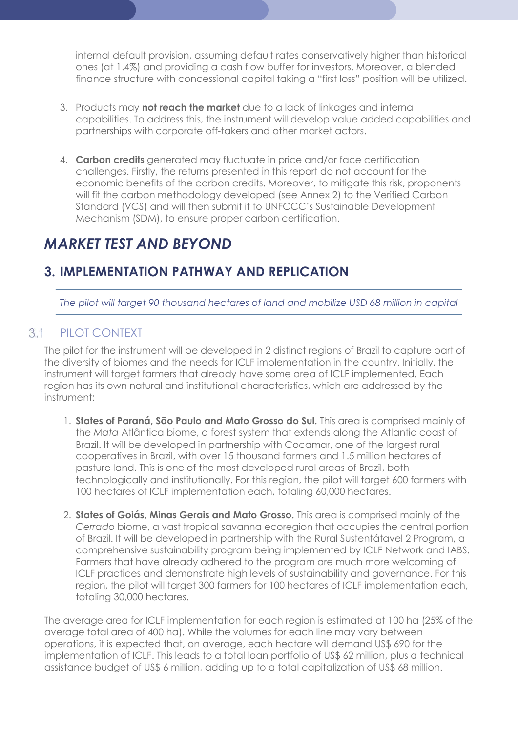internal default provision, assuming default rates conservatively higher than historical ones (at 1.4%) and providing a cash flow buffer for investors. Moreover, a blended finance structure with concessional capital taking a "first loss" position will be utilized.

3. Products may **not reach the market** due to a lack of linkages and internal capabilities. To address this, the instrument will develop value added capabilities and partnerships with corporate off-takers and other market actors.

4. **Carbon credits** generated may fluctuate in price and/or face certification challenges. Firstly, the returns presented in this report do not account for the economic benefits of the carbon credits. Moreover, to mitigate this risk, proponents will fit the carbon methodology developed (see Annex 2) to the Verified Carbon Standard (VCS) and will then submit it to UNFCCC's Sustainable Development Mechanism (SDM), to ensure proper carbon certification.

# *MARKET TEST AND BEYOND*

## 3. IMPLEMENTATION PATHWAY AND REPLICATION

*The pilot will target 90 thousand hectares of land and mobilize USD 68 million in capital*

### 3.1 PILOT CONTEXT

The pilot for the instrument will be developed in 2 distinct regions of Brazil to capture part of the diversity of biomes and the needs for ICLF implementation in the country. Initially, the instrument will target farmers that already have some area of ICLF implemented. Each region has its own natural and institutional characteristics, which are addressed by the instrument:

1. **States of Paraná, São Paulo and Mato Grosso do Sul.** This area is comprised mainly of the *Mata* Atlântica biome, a forest system that extends along the Atlantic coast of Brazil. It will be developed in partnership with Cocamar, one of the largest rural cooperatives in Brazil, with over 15 thousand farmers and 1.5 million hectares of pasture land. This is one of the most developed rural areas of Brazil, both technologically and institutionally. For this region, the pilot will target 600 farmers with 100 hectares of ICLF implementation each, totaling 60,000 hectares.

2. **States of Goiás, Minas Gerais and Mato Grosso.** This area is comprised mainly of the *Cerrado* biome, a vast tropical savanna ecoregion that occupies the central portion of Brazil. It will be developed in partnership with the Rural Sustentátavel 2 Program, a comprehensive sustainability program being implemented by ICLF Network and IABS. Farmers that have already adhered to the program are much more welcoming of ICLF practices and demonstrate high levels of sustainability and governance. For this region, the pilot will target 300 farmers for 100 hectares of ICLF implementation each, totaling 30,000 hectares.

The average area for ICLF implementation for each region is estimated at 100 ha (25% of the average total area of 400 ha). While the volumes for each line may vary between operations, it is expected that, on average, each hectare will demand US$ 690 for the implementation of ICLF. This leads to a total loan portfolio of US$ 62 million, plus a technical assistance budget of US$ 6 million, adding up to a total capitalization of US$ 68 million.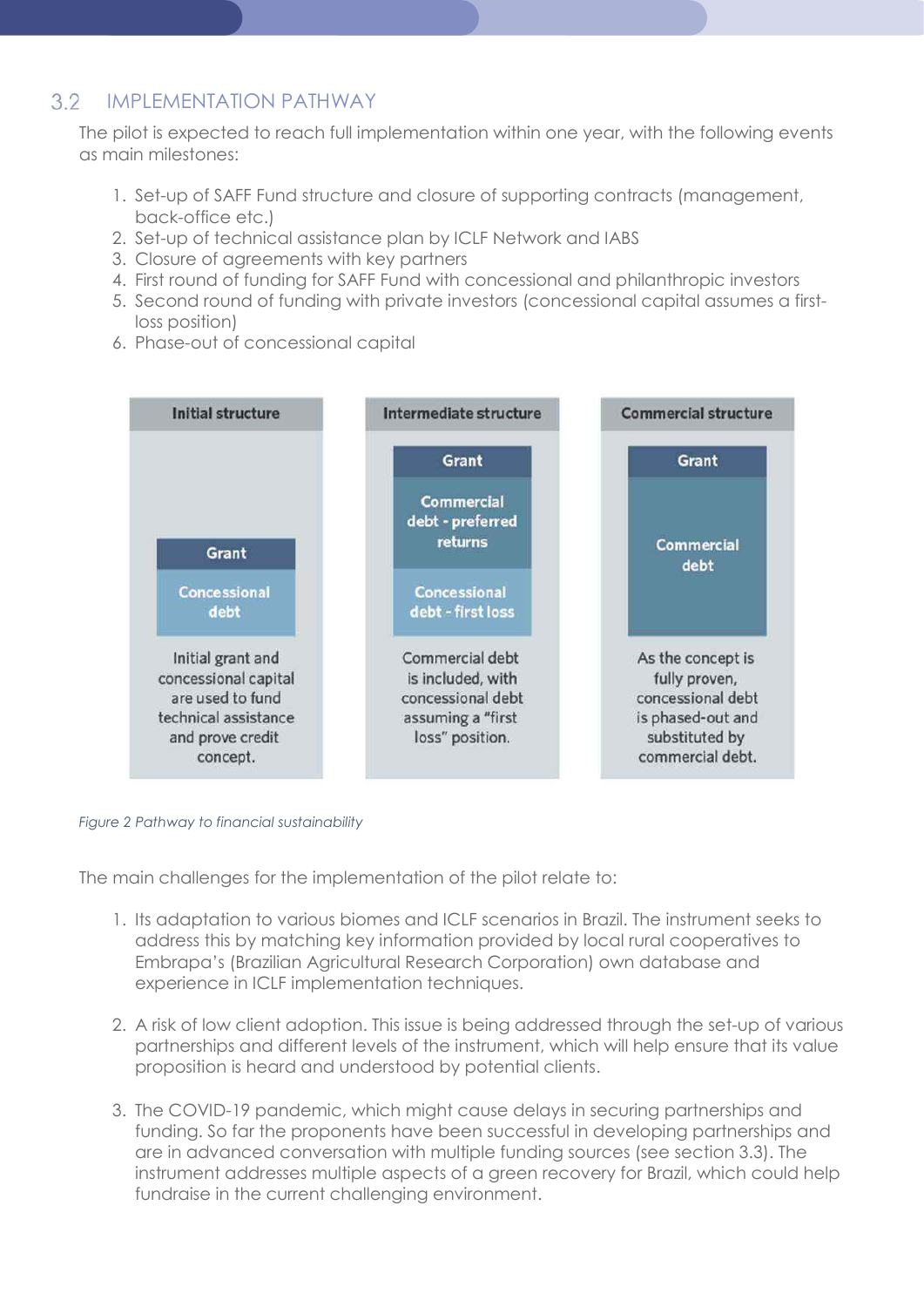## 3.2 IMPLEMENTATION PATHWAY

The pilot is expected to reach full implementation within one year, with the following events as main milestones:

1. Set-up of SAFF Fund structure and closure of supporting contracts (management, back-office etc.)
2. Set-up of technical assistance plan by ICLF Network and IABS
3. Closure of agreements with key partners
4. First round of funding for SAFF Fund with concessional and philanthropic investors
5. Second round of funding with private investors (concessional capital assumes a first-loss position)
6. Phase-out of concessional capital

| Initial structure | Intermediate structure | Commercial structure |
|---|---|---|
| Grant<br>Concessional debt | Grant<br>Commercial debt - preferred returns<br>Concessional debt - first loss | Grant<br>Commercial debt |
| Initial grant and concessional capital are used to fund technical assistance and prove credit concept. | Commercial debt is included, with concessional debt assuming a "first loss" position. | As the concept is fully proven, concessional debt is phased-out and substituted by commercial debt. |

*Figure 2 Pathway to financial sustainability*

The main challenges for the implementation of the pilot relate to:

1. Its adaptation to various biomes and ICLF scenarios in Brazil. The instrument seeks to address this by matching key information provided by local rural cooperatives to Embrapa's (Brazilian Agricultural Research Corporation) own database and experience in ICLF implementation techniques.

2. A risk of low client adoption. This issue is being addressed through the set-up of various partnerships and different levels of the instrument, which will help ensure that its value proposition is heard and understood by potential clients.

3. The COVID-19 pandemic, which might cause delays in securing partnerships and funding. So far the proponents have been successful in developing partnerships and are in advanced conversation with multiple funding sources (see section 3.3). The instrument addresses multiple aspects of a green recovery for Brazil, which could help fundraise in the current challenging environment.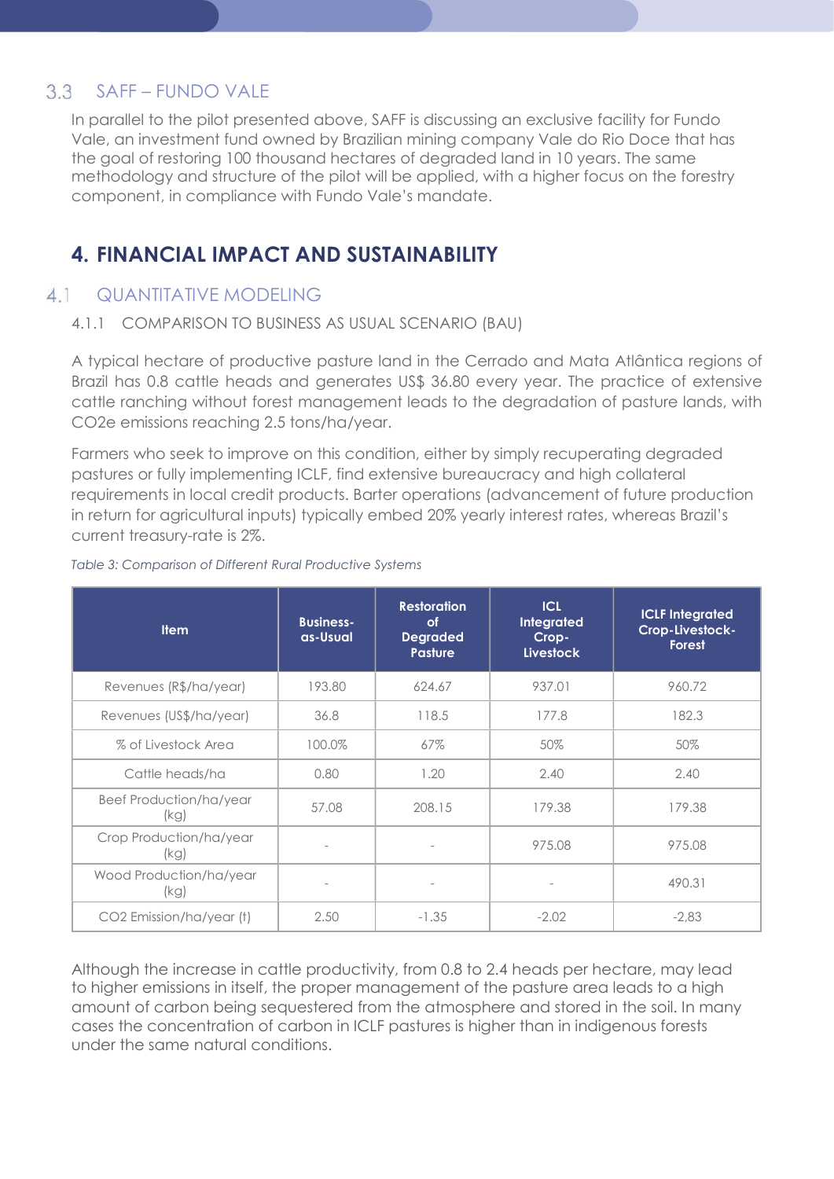## 3.3 SAFF – FUNDO VALE

In parallel to the pilot presented above, SAFF is discussing an exclusive facility for Fundo Vale, an investment fund owned by Brazilian mining company Vale do Rio Doce that has the goal of restoring 100 thousand hectares of degraded land in 10 years. The same methodology and structure of the pilot will be applied, with a higher focus on the forestry component, in compliance with Fundo Vale's mandate.

# 4. FINANCIAL IMPACT AND SUSTAINABILITY

## 4.1 QUANTITATIVE MODELING

### 4.1.1 COMPARISON TO BUSINESS AS USUAL SCENARIO (BAU)

A typical hectare of productive pasture land in the Cerrado and Mata Atlântica regions of Brazil has 0.8 cattle heads and generates US$ 36.80 every year. The practice of extensive cattle ranching without forest management leads to the degradation of pasture lands, with $CO_2e$ emissions reaching 2.5 tons/ha/year.

Farmers who seek to improve on this condition, either by simply recuperating degraded pastures or fully implementing ICLF, find extensive bureaucracy and high collateral requirements in local credit products. Barter operations (advancement of future production in return for agricultural inputs) typically embed 20% yearly interest rates, whereas Brazil's current treasury-rate is 2%.

*Table 3: Comparison of Different Rural Productive Systems*

| Item | Business-as-Usual | Restoration of Degraded Pasture | ICL Integrated Crop-Livestock | ICLF Integrated Crop-Livestock-Forest |
|---|---|---|---|---|
| Revenues (R$/ha/year) | 193.80 | 624.67 | 937.01 | 960.72 |
| Revenues (US$/ha/year) | 36.8 | 118.5 | 177.8 | 182.3 |
| % of Livestock Area | 100.0% | 67% | 50% | 50% |
| Cattle heads/ha | 0.80 | 1.20 | 2.40 | 2.40 |
| Beef Production/ha/year (kg) | 57.08 | 208.15 | 179.38 | 179.38 |
| Crop Production/ha/year (kg) | - | - | 975.08 | 975.08 |
| Wood Production/ha/year (kg) | - | - | - | 490.31 |
| CO2 Emission/ha/year (t) | 2.50 | -1.35 | -2.02 | -2,83 |

Although the increase in cattle productivity, from 0.8 to 2.4 heads per hectare, may lead to higher emissions in itself, the proper management of the pasture area leads to a high amount of carbon being sequestered from the atmosphere and stored in the soil. In many cases the concentration of carbon in ICLF pastures is higher than in indigenous forests under the same natural conditions.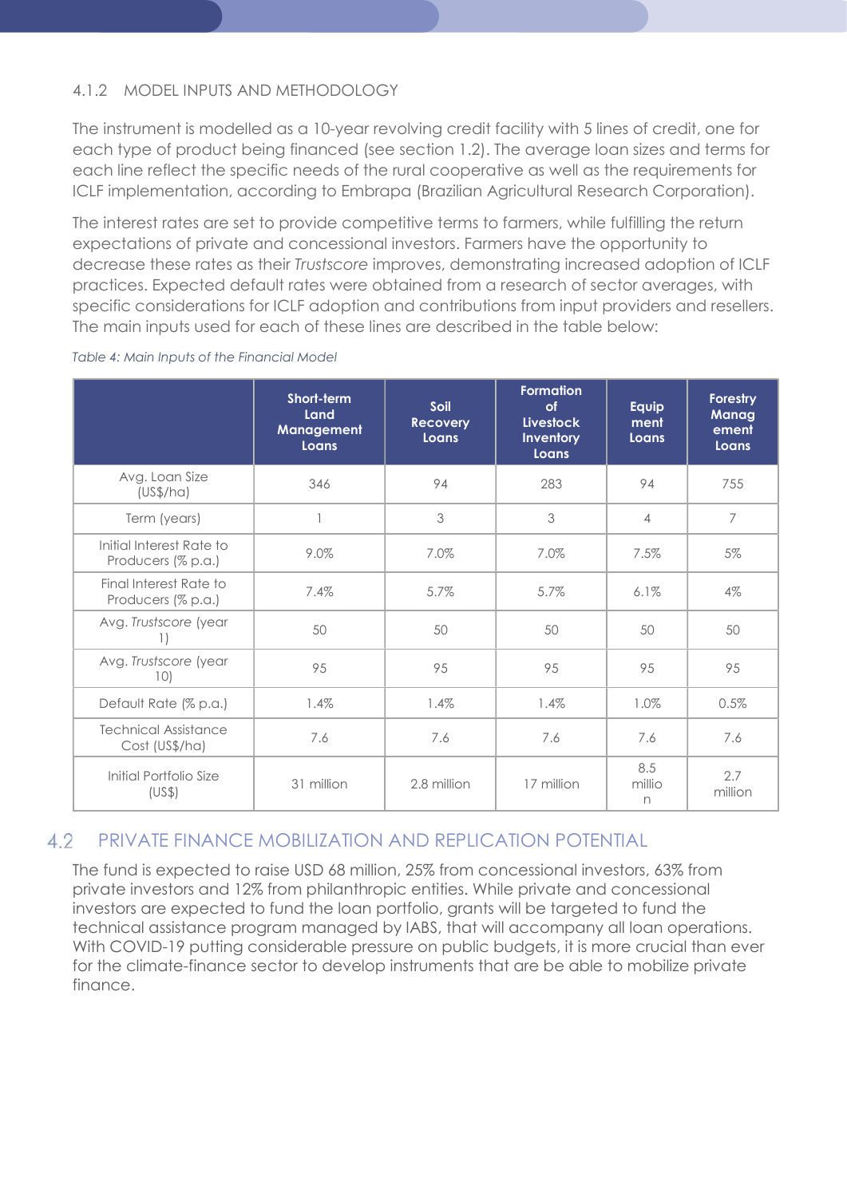### 4.1.2 MODEL INPUTS AND METHODOLOGY

The instrument is modelled as a 10-year revolving credit facility with 5 lines of credit, one for each type of product being financed (see section 1.2). The average loan sizes and terms for each line reflect the specific needs of the rural cooperative as well as the requirements for ICLF implementation, according to Embrapa (Brazilian Agricultural Research Corporation).

The interest rates are set to provide competitive terms to farmers, while fulfilling the return expectations of private and concessional investors. Farmers have the opportunity to decrease these rates as their *Trustscore* improves, demonstrating increased adoption of ICLF practices. Expected default rates were obtained from a research of sector averages, with specific considerations for ICLF adoption and contributions from input providers and resellers. The main inputs used for each of these lines are described in the table below:

*Table 4: Main Inputs of the Financial Model*

| | Short-term Land Management Loans | Soil Recovery Loans | Formation of Livestock Inventory Loans | Equipment Loans | Forestry Management Loans |
|---|---|---|---|---|---|
| Avg. Loan Size (US$/ha) | 346 | 94 | 283 | 94 | 755 |
| Term (years) | 1 | 3 | 3 | 4 | 7 |
| Initial Interest Rate to Producers (% p.a.) | 9.0% | 7.0% | 7.0% | 7.5% | 5% |
| Final Interest Rate to Producers (% p.a.) | 7.4% | 5.7% | 5.7% | 6.1% | 4% |
| Avg. *Trustscore* (year 1) | 50 | 50 | 50 | 50 | 50 |
| Avg. *Trustscore* (year 10) | 95 | 95 | 95 | 95 | 95 |
| Default Rate (% p.a.) | 1.4% | 1.4% | 1.4% | 1.0% | 0.5% |
| Technical Assistance Cost (US$/ha) | 7.6 | 7.6 | 7.6 | 7.6 | 7.6 |
| Initial Portfolio Size (US$) | 31 million | 2.8 million | 17 million | 8.5 million | 2.7 million |

## 4.2 PRIVATE FINANCE MOBILIZATION AND REPLICATION POTENTIAL

The fund is expected to raise USD 68 million, 25% from concessional investors, 63% from private investors and 12% from philanthropic entities. While private and concessional investors are expected to fund the loan portfolio, grants will be targeted to fund the technical assistance program managed by IABS, that will accompany all loan operations. With COVID-19 putting considerable pressure on public budgets, it is more crucial than ever for the climate-finance sector to develop instruments that are be able to mobilize private finance.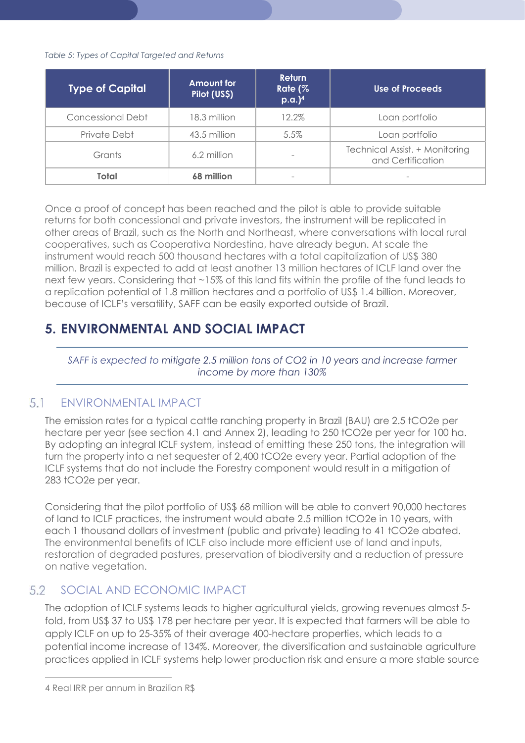*Table 5: Types of Capital Targeted and Returns*

| Type of Capital | Amount for Pilot (US$) | Return Rate (% p.a.)[4] | Use of Proceeds |
|---|---|---|---|
| Concessional Debt | 18.3 million | 12.2% | Loan portfolio |
| Private Debt | 43.5 million | 5.5% | Loan portfolio |
| Grants | 6.2 million | - | Technical Assist. + Monitoring and Certification |
| **Total** | **68 million** | - | - |

Once a proof of concept has been reached and the pilot is able to provide suitable returns for both concessional and private investors, the instrument will be replicated in other areas of Brazil, such as the North and Northeast, where conversations with local rural cooperatives, such as Cooperativa Nordestina, have already begun. At scale the instrument would reach 500 thousand hectares with a total capitalization of US$ 380 million. Brazil is expected to add at least another 13 million hectares of ICLF land over the next few years. Considering that ~15% of this land fits within the profile of the fund leads to a replication potential of 1.8 million hectares and a portfolio of US$ 1.4 billion. Moreover, because of ICLF's versatility, SAFF can be easily exported outside of Brazil.

# 5. ENVIRONMENTAL AND SOCIAL IMPACT

*SAFF is expected to mitigate 2.5 million tons of CO2 in 10 years and increase farmer income by more than 130%*

## 5.1 ENVIRONMENTAL IMPACT

The emission rates for a typical cattle ranching property in Brazil (BAU) are 2.5 tCO2e per hectare per year (see section 4.1 and Annex 2), leading to 250 tCO2e per year for 100 ha. By adopting an integral ICLF system, instead of emitting these 250 tons, the integration will turn the property into a net sequester of 2,400 tCO2e every year. Partial adoption of the ICLF systems that do not include the Forestry component would result in a mitigation of 283 tCO2e per year.

Considering that the pilot portfolio of US$ 68 million will be able to convert 90,000 hectares of land to ICLF practices, the instrument would abate 2.5 million tCO2e in 10 years, with each 1 thousand dollars of investment (public and private) leading to 41 tCO2e abated. The environmental benefits of ICLF also include more efficient use of land and inputs, restoration of degraded pastures, preservation of biodiversity and a reduction of pressure on native vegetation.

## 5.2 SOCIAL AND ECONOMIC IMPACT

The adoption of ICLF systems leads to higher agricultural yields, growing revenues almost 5-fold, from US$ 37 to US$ 178 per hectare per year. It is expected that farmers will be able to apply ICLF on up to 25-35% of their average 400-hectare properties, which leads to a potential income increase of 134%. Moreover, the diversification and sustainable agriculture practices applied in ICLF systems help lower production risk and ensure a more stable source

---

4 Real IRR per annum in Brazilian R$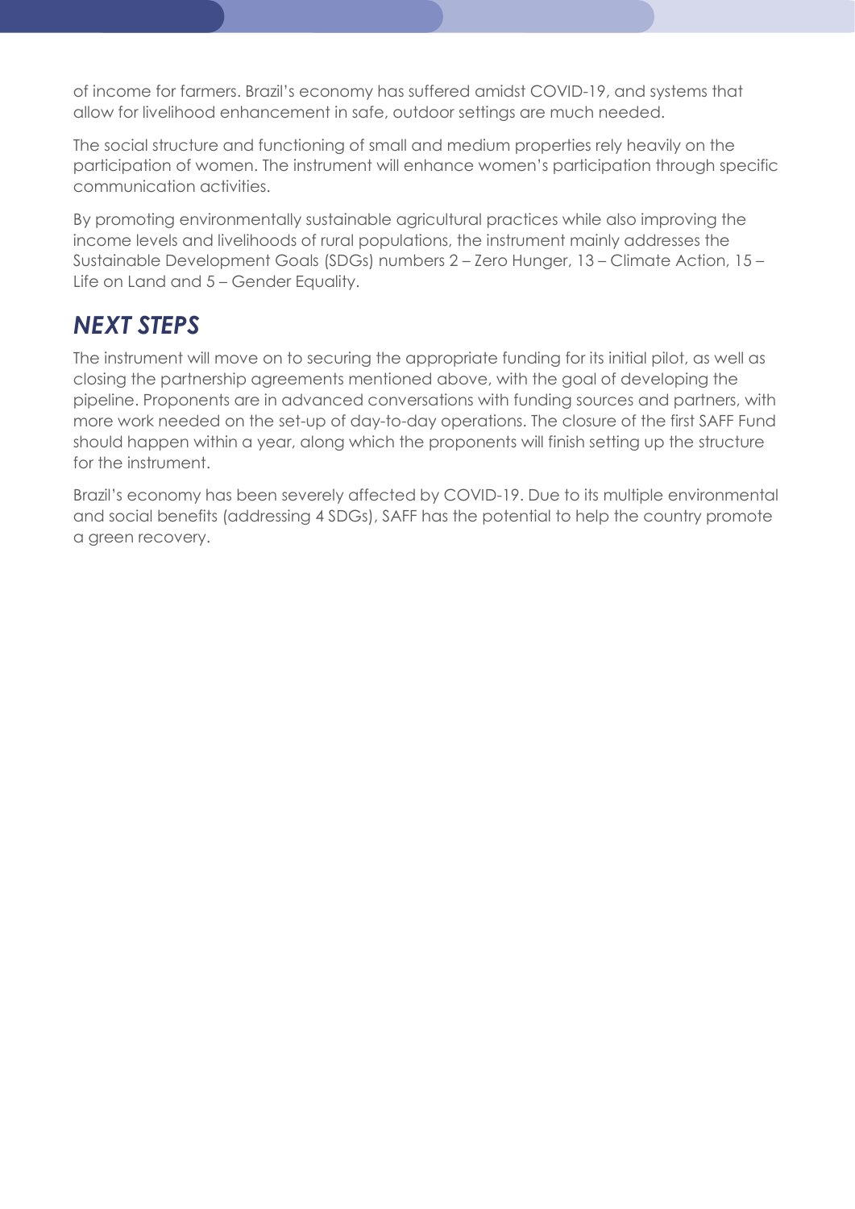of income for farmers. Brazil's economy has suffered amidst COVID-19, and systems that allow for livelihood enhancement in safe, outdoor settings are much needed.

The social structure and functioning of small and medium properties rely heavily on the participation of women. The instrument will enhance women's participation through specific communication activities.

By promoting environmentally sustainable agricultural practices while also improving the income levels and livelihoods of rural populations, the instrument mainly addresses the Sustainable Development Goals (SDGs) numbers 2 – Zero Hunger, 13 – Climate Action, 15 – Life on Land and 5 – Gender Equality.

## *NEXT STEPS*

The instrument will move on to securing the appropriate funding for its initial pilot, as well as closing the partnership agreements mentioned above, with the goal of developing the pipeline. Proponents are in advanced conversations with funding sources and partners, with more work needed on the set-up of day-to-day operations. The closure of the first SAFF Fund should happen within a year, along which the proponents will finish setting up the structure for the instrument.

Brazil's economy has been severely affected by COVID-19. Due to its multiple environmental and social benefits (addressing 4 SDGs), SAFF has the potential to help the country promote a green recovery.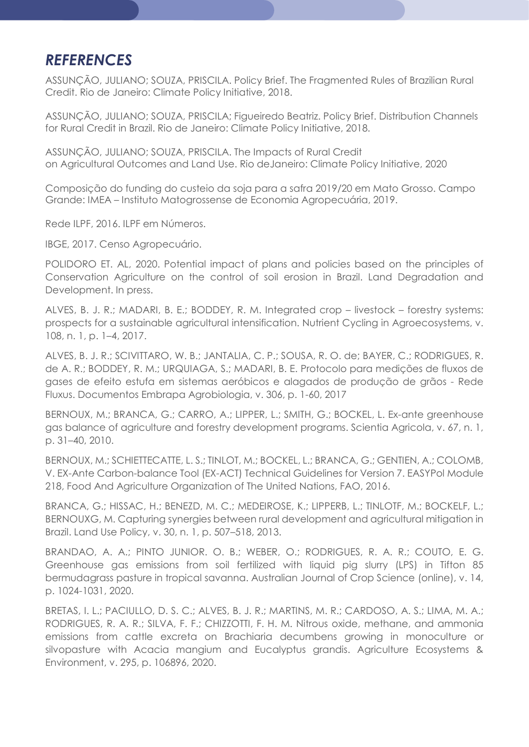## *REFERENCES*

ASSUNÇÃO, JULIANO; SOUZA, PRISCILA. Policy Brief. The Fragmented Rules of Brazilian Rural Credit. Rio de Janeiro: Climate Policy Initiative, 2018.

ASSUNÇÃO, JULIANO; SOUZA, PRISCILA; Figueiredo Beatriz. Policy Brief. Distribution Channels for Rural Credit in Brazil. Rio de Janeiro: Climate Policy Initiative, 2018.

ASSUNÇÃO, JULIANO; SOUZA, PRISCILA. The Impacts of Rural Credit on Agricultural Outcomes and Land Use. Rio deJaneiro: Climate Policy Initiative, 2020

Composição do funding do custeio da soja para a safra 2019/20 em Mato Grosso. Campo Grande: IMEA – Instituto Matogrossense de Economia Agropecuária, 2019.

Rede ILPF, 2016. ILPF em Números.

IBGE, 2017. Censo Agropecuário.

POLIDORO ET. AL, 2020. Potential impact of plans and policies based on the principles of Conservation Agriculture on the control of soil erosion in Brazil. Land Degradation and Development. In press.

ALVES, B. J. R.; MADARI, B. E.; BODDEY, R. M. Integrated crop – livestock – forestry systems: prospects for a sustainable agricultural intensification. Nutrient Cycling in Agroecosystems, v. 108, n. 1, p. 1–4, 2017.

ALVES, B. J. R.; SCIVITTARO, W. B.; JANTALIA, C. P.; SOUSA, R. O. de; BAYER, C.; RODRIGUES, R. de A. R.; BODDEY, R. M.; URQUIAGA, S.; MADARI, B. E. Protocolo para medições de fluxos de gases de efeito estufa em sistemas aeróbicos e alagados de produção de grãos - Rede Fluxus. Documentos Embrapa Agrobiologia, v. 306, p. 1-60, 2017

BERNOUX, M.; BRANCA, G.; CARRO, A.; LIPPER, L.; SMITH, G.; BOCKEL, L. Ex-ante greenhouse gas balance of agriculture and forestry development programs. Scientia Agricola, v. 67, n. 1, p. 31–40, 2010.

BERNOUX, M.; SCHIETTECATTE, L. S.; TINLOT, M.; BOCKEL, L.; BRANCA, G.; GENTIEN, A.; COLOMB, V. EX-Ante Carbon-balance Tool (EX-ACT) Technical Guidelines for Version 7. EASYPol Module 218, Food And Agriculture Organization of The United Nations, FAO, 2016.

BRANCA, G.; HISSAC, H.; BENEZD, M. C.; MEDEIROSE, K.; LIPPERB, L.; TINLOTF, M.; BOCKELF, L.; BERNOUXG, M. Capturing synergies between rural development and agricultural mitigation in Brazil. Land Use Policy, v. 30, n. 1, p. 507–518, 2013.

BRANDAO, A. A.; PINTO JUNIOR. O. B.; WEBER, O.; RODRIGUES, R. A. R.; COUTO, E. G. Greenhouse gas emissions from soil fertilized with liquid pig slurry (LPS) in Tifton 85 bermudagrass pasture in tropical savanna. Australian Journal of Crop Science (online), v. 14, p. 1024-1031, 2020.

BRETAS, I. L.; PACIULLO, D. S. C.; ALVES, B. J. R.; MARTINS, M. R.; CARDOSO, A. S.; LIMA, M. A.; RODRIGUES, R. A. R.; SILVA, F. F.; CHIZZOTTI, F. H. M. Nitrous oxide, methane, and ammonia emissions from cattle excreta on Brachiaria decumbens growing in monoculture or silvopasture with Acacia mangium and Eucalyptus grandis. Agriculture Ecosystems & Environment, v. 295, p. 106896, 2020.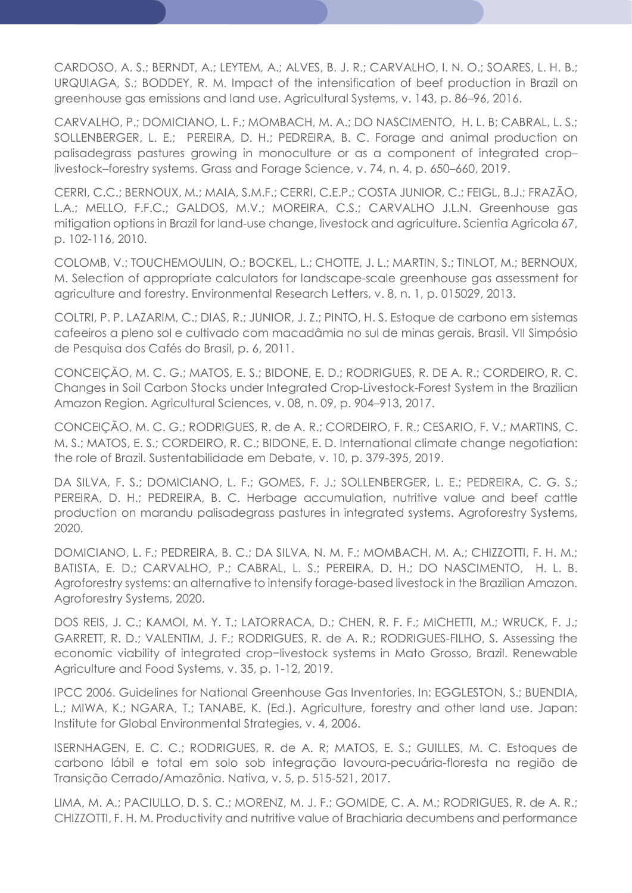CARDOSO, A. S.; BERNDT, A.; LEYTEM, A.; ALVES, B. J. R.; CARVALHO, I. N. O.; SOARES, L. H. B.; URQUIAGA, S.; BODDEY, R. M. Impact of the intensification of beef production in Brazil on greenhouse gas emissions and land use. Agricultural Systems, v. 143, p. 86–96, 2016.

CARVALHO, P.; DOMICIANO, L. F.; MOMBACH, M. A.; DO NASCIMENTO, H. L. B; CABRAL, L. S.; SOLLENBERGER, L. E.; PEREIRA, D. H.; PEDREIRA, B. C. Forage and animal production on palisadegrass pastures growing in monoculture or as a component of integrated crop–livestock–forestry systems. Grass and Forage Science, v. 74, n. 4, p. 650–660, 2019.

CERRI, C.C.; BERNOUX, M.; MAIA, S.M.F.; CERRI, C.E.P.; COSTA JUNIOR, C.; FEIGL, B.J.; FRAZÃO, L.A.; MELLO, F.F.C.; GALDOS, M.V.; MOREIRA, C.S.; CARVALHO J.L.N. Greenhouse gas mitigation options in Brazil for land-use change, livestock and agriculture. Scientia Agricola 67, p. 102-116, 2010.

COLOMB, V.; TOUCHEMOULIN, O.; BOCKEL, L.; CHOTTE, J. L.; MARTIN, S.; TINLOT, M.; BERNOUX, M. Selection of appropriate calculators for landscape-scale greenhouse gas assessment for agriculture and forestry. Environmental Research Letters, v. 8, n. 1, p. 015029, 2013.

COLTRI, P. P. LAZARIM, C.; DIAS, R.; JUNIOR, J. Z.; PINTO, H. S. Estoque de carbono em sistemas cafeeiros a pleno sol e cultivado com macadâmia no sul de minas gerais, Brasil. VII Simpósio de Pesquisa dos Cafés do Brasil, p. 6, 2011.

CONCEIÇÃO, M. C. G.; MATOS, E. S.; BIDONE, E. D.; RODRIGUES, R. DE A. R.; CORDEIRO, R. C. Changes in Soil Carbon Stocks under Integrated Crop-Livestock-Forest System in the Brazilian Amazon Region. Agricultural Sciences, v. 08, n. 09, p. 904–913, 2017.

CONCEIÇÃO, M. C. G.; RODRIGUES, R. de A. R.; CORDEIRO, F. R.; CESARIO, F. V.; MARTINS, C. M. S.; MATOS, E. S.; CORDEIRO, R. C.; BIDONE, E. D. International climate change negotiation: the role of Brazil. Sustentabilidade em Debate, v. 10, p. 379-395, 2019.

DA SILVA, F. S.; DOMICIANO, L. F.; GOMES, F. J.; SOLLENBERGER, L. E.; PEDREIRA, C. G. S.; PEREIRA, D. H.; PEDREIRA, B. C. Herbage accumulation, nutritive value and beef cattle production on marandu palisadegrass pastures in integrated systems. Agroforestry Systems, 2020.

DOMICIANO, L. F.; PEDREIRA, B. C.; DA SILVA, N. M. F.; MOMBACH, M. A.; CHIZZOTTI, F. H. M.; BATISTA, E. D.; CARVALHO, P.; CABRAL, L. S.; PEREIRA, D. H.; DO NASCIMENTO, H. L. B. Agroforestry systems: an alternative to intensify forage-based livestock in the Brazilian Amazon. Agroforestry Systems, 2020.

DOS REIS, J. C.; KAMOI, M. Y. T.; LATORRACA, D.; CHEN, R. F. F.; MICHETTI, M.; WRUCK, F. J.; GARRETT, R. D.; VALENTIM, J. F.; RODRIGUES, R. de A. R.; RODRIGUES-FILHO, S. Assessing the economic viability of integrated crop−livestock systems in Mato Grosso, Brazil. Renewable Agriculture and Food Systems, v. 35, p. 1-12, 2019.

IPCC 2006. Guidelines for National Greenhouse Gas Inventories. In: EGGLESTON, S.; BUENDIA, L.; MIWA, K.; NGARA, T.; TANABE, K. (Ed.). Agriculture, forestry and other land use. Japan: Institute for Global Environmental Strategies, v. 4, 2006.

ISERNHAGEN, E. C. C.; RODRIGUES, R. de A. R; MATOS, E. S.; GUILLES, M. C. Estoques de carbono lábil e total em solo sob integração lavoura-pecuária-floresta na região de Transição Cerrado/Amazônia. Nativa, v. 5, p. 515-521, 2017.

LIMA, M. A.; PACIULLO, D. S. C.; MORENZ, M. J. F.; GOMIDE, C. A. M.; RODRIGUES, R. de A. R.; CHIZZOTTI, F. H. M. Productivity and nutritive value of Brachiaria decumbens and performance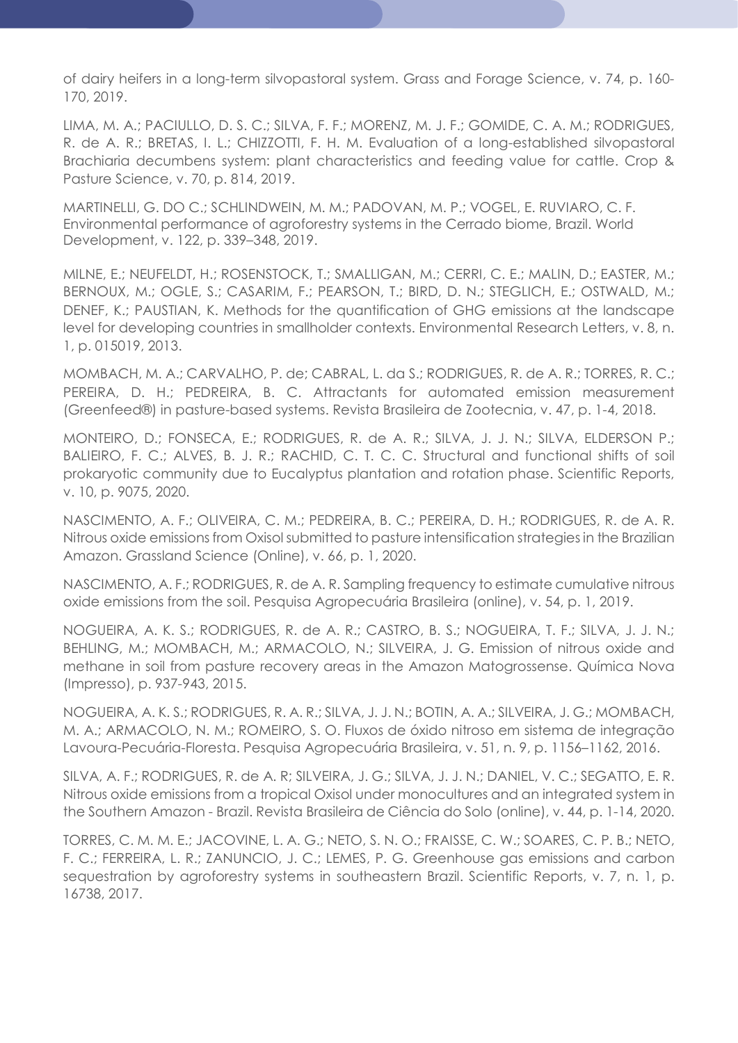of dairy heifers in a long-term silvopastoral system. Grass and Forage Science, v. 74, p. 160-170, 2019.

LIMA, M. A.; PACIULLO, D. S. C.; SILVA, F. F.; MORENZ, M. J. F.; GOMIDE, C. A. M.; RODRIGUES, R. de A. R.; BRETAS, I. L.; CHIZZOTTI, F. H. M. Evaluation of a long-established silvopastoral Brachiaria decumbens system: plant characteristics and feeding value for cattle. Crop & Pasture Science, v. 70, p. 814, 2019.

MARTINELLI, G. DO C.; SCHLINDWEIN, M. M.; PADOVAN, M. P.; VOGEL, E. RUVIARO, C. F. Environmental performance of agroforestry systems in the Cerrado biome, Brazil. World Development, v. 122, p. 339–348, 2019.

MILNE, E.; NEUFELDT, H.; ROSENSTOCK, T.; SMALLIGAN, M.; CERRI, C. E.; MALIN, D.; EASTER, M.; BERNOUX, M.; OGLE, S.; CASARIM, F.; PEARSON, T.; BIRD, D. N.; STEGLICH, E.; OSTWALD, M.; DENEF, K.; PAUSTIAN, K. Methods for the quantification of GHG emissions at the landscape level for developing countries in smallholder contexts. Environmental Research Letters, v. 8, n. 1, p. 015019, 2013.

MOMBACH, M. A.; CARVALHO, P. de; CABRAL, L. da S.; RODRIGUES, R. de A. R.; TORRES, R. C.; PEREIRA, D. H.; PEDREIRA, B. C. Attractants for automated emission measurement (Greenfeed®) in pasture-based systems. Revista Brasileira de Zootecnia, v. 47, p. 1-4, 2018.

MONTEIRO, D.; FONSECA, E.; RODRIGUES, R. de A. R.; SILVA, J. J. N.; SILVA, ELDERSON P.; BALIEIRO, F. C.; ALVES, B. J. R.; RACHID, C. T. C. C. Structural and functional shifts of soil prokaryotic community due to Eucalyptus plantation and rotation phase. Scientific Reports, v. 10, p. 9075, 2020.

NASCIMENTO, A. F.; OLIVEIRA, C. M.; PEDREIRA, B. C.; PEREIRA, D. H.; RODRIGUES, R. de A. R. Nitrous oxide emissions from Oxisol submitted to pasture intensification strategies in the Brazilian Amazon. Grassland Science (Online), v. 66, p. 1, 2020.

NASCIMENTO, A. F.; RODRIGUES, R. de A. R. Sampling frequency to estimate cumulative nitrous oxide emissions from the soil. Pesquisa Agropecuária Brasileira (online), v. 54, p. 1, 2019.

NOGUEIRA, A. K. S.; RODRIGUES, R. de A. R.; CASTRO, B. S.; NOGUEIRA, T. F.; SILVA, J. J. N.; BEHLING, M.; MOMBACH, M.; ARMACOLO, N.; SILVEIRA, J. G. Emission of nitrous oxide and methane in soil from pasture recovery areas in the Amazon Matogrossense. Química Nova (Impresso), p. 937-943, 2015.

NOGUEIRA, A. K. S.; RODRIGUES, R. A. R.; SILVA, J. J. N.; BOTIN, A. A.; SILVEIRA, J. G.; MOMBACH, M. A.; ARMACOLO, N. M.; ROMEIRO, S. O. Fluxos de óxido nitroso em sistema de integração Lavoura-Pecuária-Floresta. Pesquisa Agropecuária Brasileira, v. 51, n. 9, p. 1156–1162, 2016.

SILVA, A. F.; RODRIGUES, R. de A. R; SILVEIRA, J. G.; SILVA, J. J. N.; DANIEL, V. C.; SEGATTO, E. R. Nitrous oxide emissions from a tropical Oxisol under monocultures and an integrated system in the Southern Amazon - Brazil. Revista Brasileira de Ciência do Solo (online), v. 44, p. 1-14, 2020.

TORRES, C. M. M. E.; JACOVINE, L. A. G.; NETO, S. N. O.; FRAISSE, C. W.; SOARES, C. P. B.; NETO, F. C.; FERREIRA, L. R.; ZANUNCIO, J. C.; LEMES, P. G. Greenhouse gas emissions and carbon sequestration by agroforestry systems in southeastern Brazil. Scientific Reports, v. 7, n. 1, p. 16738, 2017.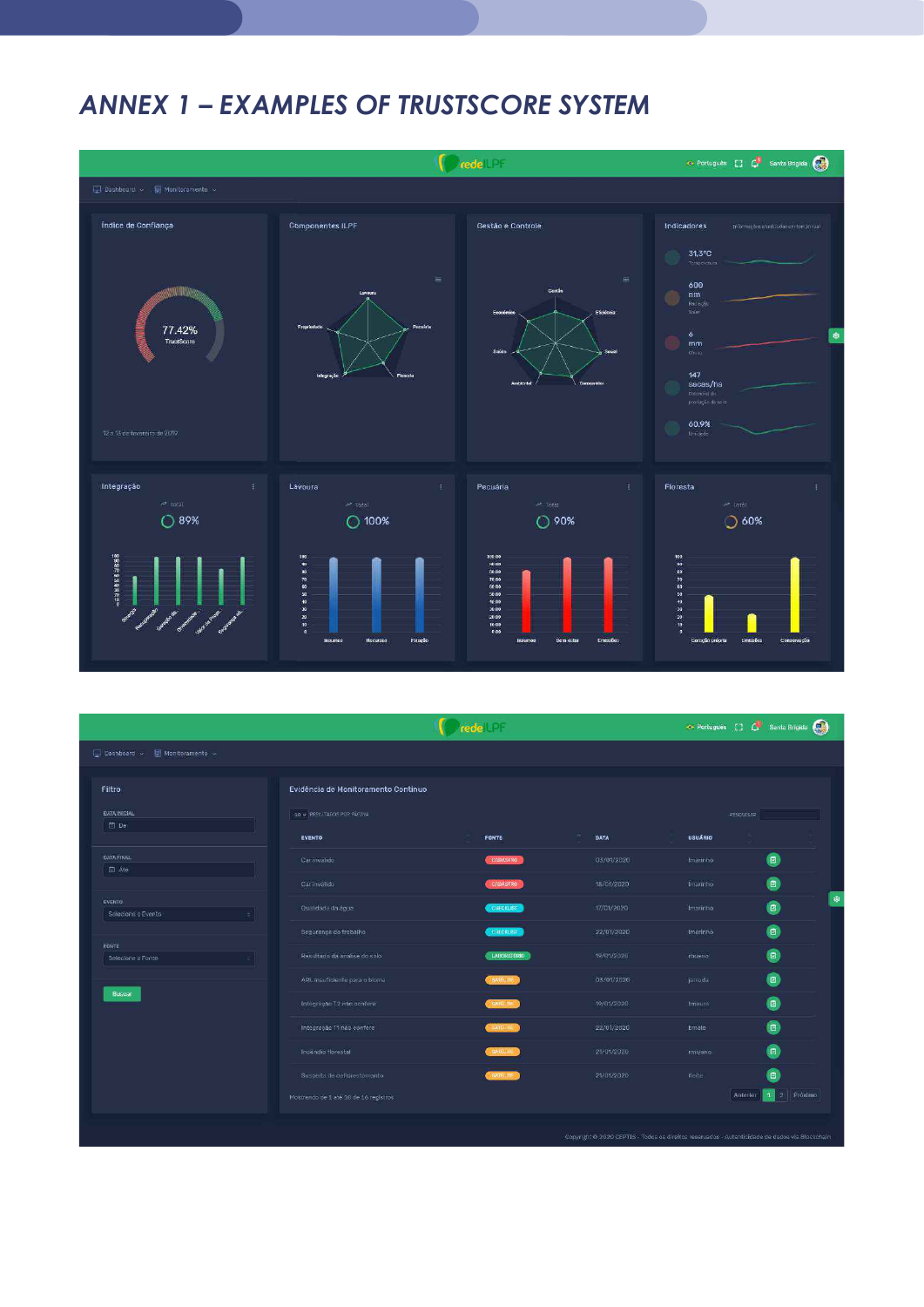## *ANNEX 1 – EXAMPLES OF TRUSTSCORE SYSTEM*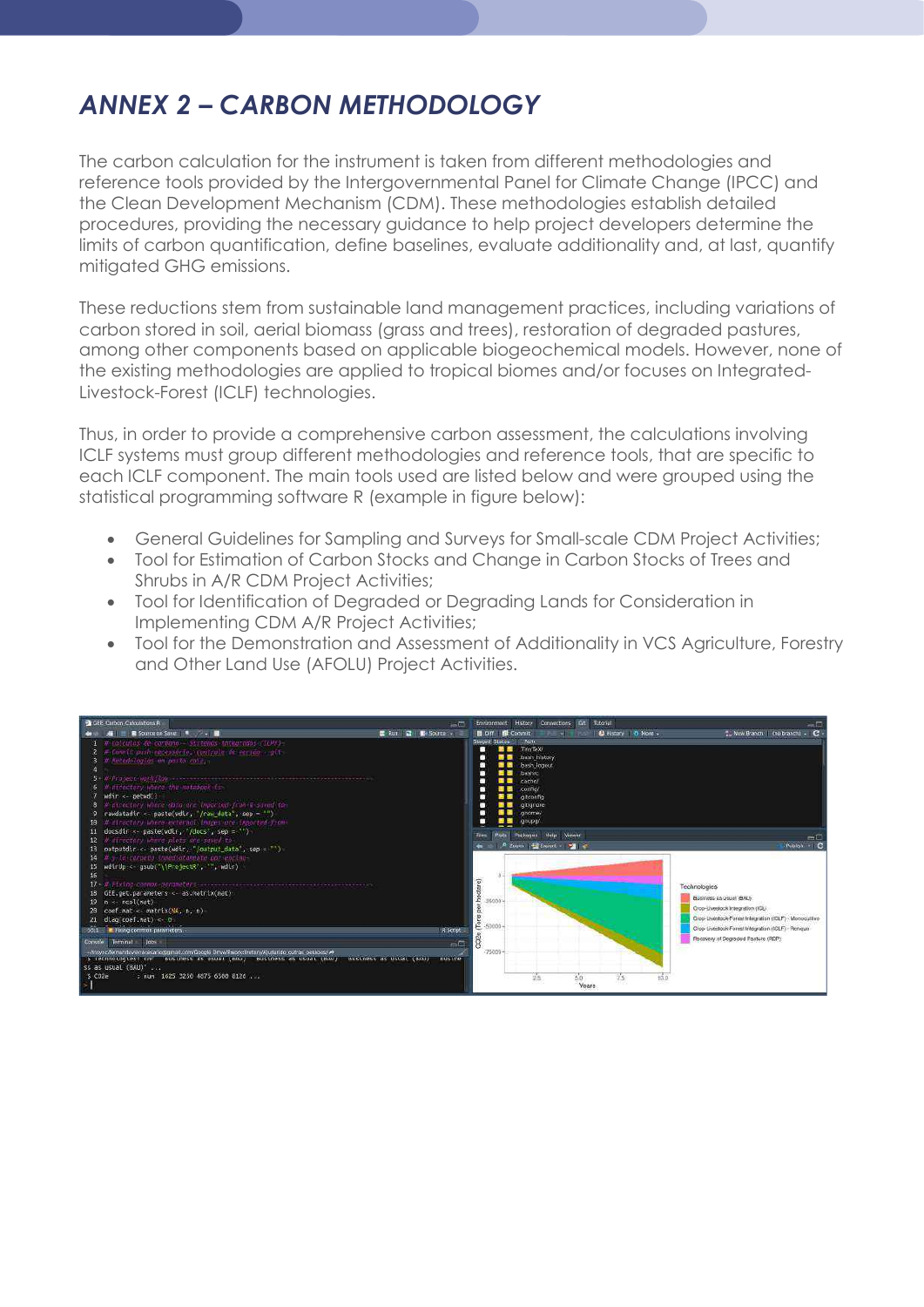# *ANNEX 2 – CARBON METHODOLOGY*

The carbon calculation for the instrument is taken from different methodologies and reference tools provided by the Intergovernmental Panel for Climate Change (IPCC) and the Clean Development Mechanism (CDM). These methodologies establish detailed procedures, providing the necessary guidance to help project developers determine the limits of carbon quantification, define baselines, evaluate additionality and, at last, quantify mitigated GHG emissions.

These reductions stem from sustainable land management practices, including variations of carbon stored in soil, aerial biomass (grass and trees), restoration of degraded pastures, among other components based on applicable biogeochemical models. However, none of the existing methodologies are applied to tropical biomes and/or focuses on Integrated-Livestock-Forest (ICLF) technologies.

Thus, in order to provide a comprehensive carbon assessment, the calculations involving ICLF systems must group different methodologies and reference tools, that are specific to each ICLF component. The main tools used are listed below and were grouped using the statistical programming software R (example in figure below):

- General Guidelines for Sampling and Surveys for Small-scale CDM Project Activities;
- Tool for Estimation of Carbon Stocks and Change in Carbon Stocks of Trees and Shrubs in A/R CDM Project Activities;
- Tool for Identification of Degraded or Degrading Lands for Consideration in Implementing CDM A/R Project Activities;
- Tool for the Demonstration and Assessment of Additionality in VCS Agriculture, Forestry and Other Land Use (AFOLU) Project Activities.